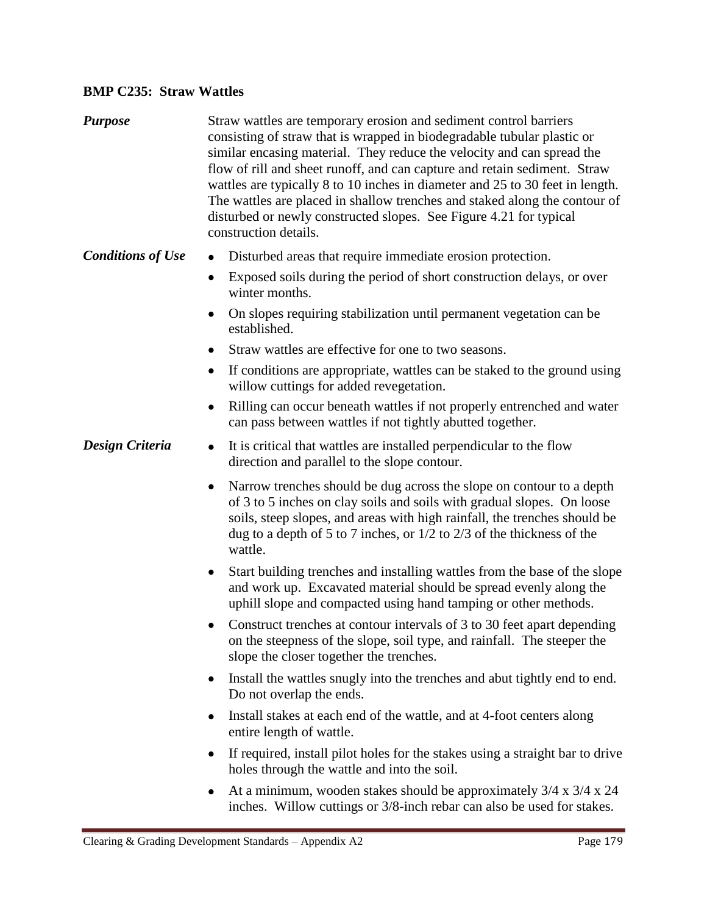### BMP C235: Straw Wattles

***Purpose***

Straw wattles are temporary erosion and sediment control barriers consisting of straw that is wrapped in biodegradable tubular plastic or similar encasing material. They reduce the velocity and can spread the flow of rill and sheet runoff, and can capture and retain sediment. Straw wattles are typically 8 to 10 inches in diameter and 25 to 30 feet in length. The wattles are placed in shallow trenches and staked along the contour of disturbed or newly constructed slopes. See Figure 4.21 for typical construction details.

***Conditions of Use***

- Disturbed areas that require immediate erosion protection.
- Exposed soils during the period of short construction delays, or over winter months.
- On slopes requiring stabilization until permanent vegetation can be established.
- Straw wattles are effective for one to two seasons.
- If conditions are appropriate, wattles can be staked to the ground using willow cuttings for added revegetation.
- Rilling can occur beneath wattles if not properly entrenched and water can pass between wattles if not tightly abutted together.

***Design Criteria***

- It is critical that wattles are installed perpendicular to the flow direction and parallel to the slope contour.
- Narrow trenches should be dug across the slope on contour to a depth of 3 to 5 inches on clay soils and soils with gradual slopes. On loose soils, steep slopes, and areas with high rainfall, the trenches should be dug to a depth of 5 to 7 inches, or 1/2 to 2/3 of the thickness of the wattle.
- Start building trenches and installing wattles from the base of the slope and work up. Excavated material should be spread evenly along the uphill slope and compacted using hand tamping or other methods.
- Construct trenches at contour intervals of 3 to 30 feet apart depending on the steepness of the slope, soil type, and rainfall. The steeper the slope the closer together the trenches.
- Install the wattles snugly into the trenches and abut tightly end to end. Do not overlap the ends.
- Install stakes at each end of the wattle, and at 4-foot centers along entire length of wattle.
- If required, install pilot holes for the stakes using a straight bar to drive holes through the wattle and into the soil.
- At a minimum, wooden stakes should be approximately 3/4 x 3/4 x 24 inches. Willow cuttings or 3/8-inch rebar can also be used for stakes.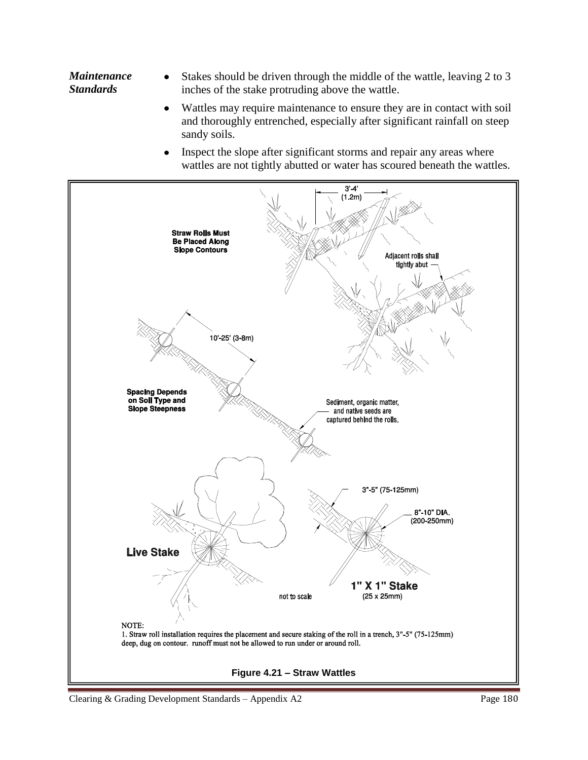*Maintenance Standards*

- Stakes should be driven through the middle of the wattle, leaving 2 to 3 inches of the stake protruding above the wattle.
- Wattles may require maintenance to ensure they are in contact with soil and thoroughly entrenched, especially after significant rainfall on steep sandy soils.
- Inspect the slope after significant storms and repair any areas where wattles are not tightly abutted or water has scoured beneath the wattles.

3'-4' (1.2m)

Straw Rolls Must Be Placed Along Slope Contours

Adjacent rolls shall tightly abut

10'-25' (3-8m)

Spacing Depends on Soil Type and Slope Steepness

Sediment, organic matter, and native seeds are captured behind the rolls.

3"-5" (75-125mm)

8"-10" DIA. (200-250mm)

Live Stake

1" X 1" Stake (25 x 25mm)

not to scale

NOTE:
1. Straw roll installation requires the placement and secure staking of the roll in a trench, 3"-5" (75-125mm) deep, dug on contour. runoff must not be allowed to run under or around roll.

**Figure 4.21 – Straw Wattles**